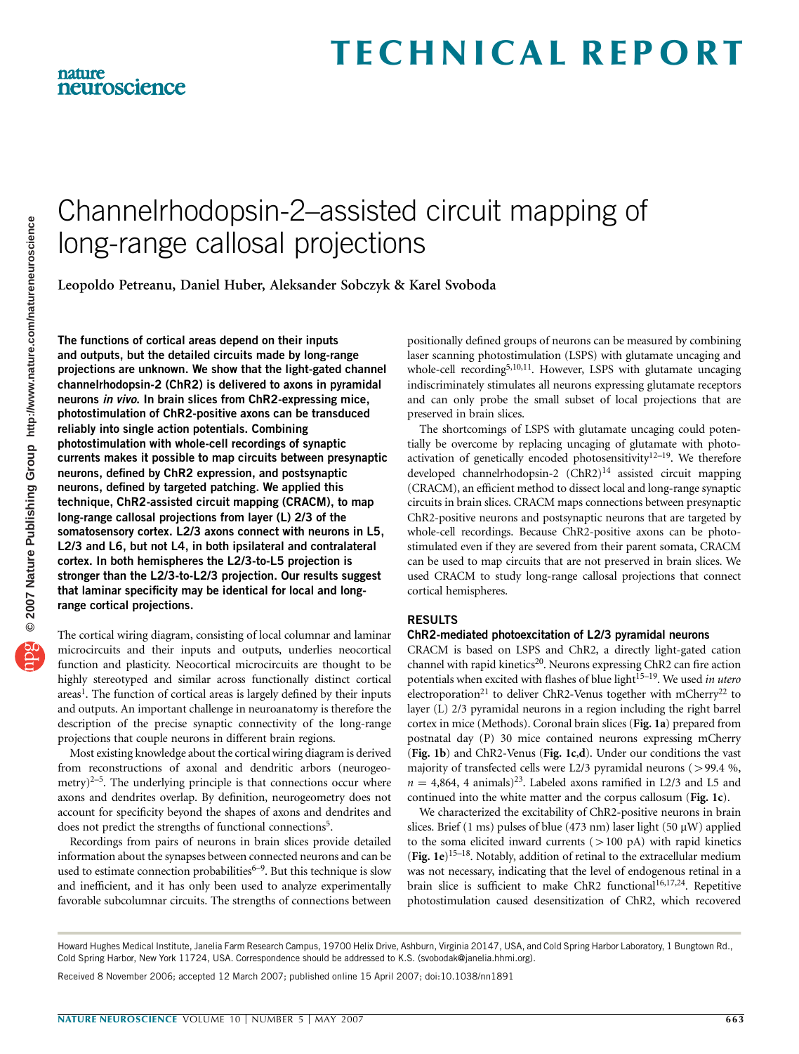# Channelrhodopsin-2–assisted circuit mapping of long-range callosal projections

**Leopoldo Petreanu, Daniel Huber, Aleksander Sobczyk & Karel Svoboda**

**The functions of cortical areas depend on their inputs and outputs, but the detailed circuits made by long-range projections are unknown. We show that the light-gated channel channelrhodopsin-2 (ChR2) is delivered to axons in pyramidal neurons *in vivo*. In brain slices from ChR2-expressing mice, photostimulation of ChR2-positive axons can be transduced reliably into single action potentials. Combining photostimulation with whole-cell recordings of synaptic currents makes it possible to map circuits between presynaptic neurons, defined by ChR2 expression, and postsynaptic neurons, defined by targeted patching. We applied this technique, ChR2-assisted circuit mapping (CRACM), to map long-range callosal projections from layer (L) 2/3 of the somatosensory cortex. L2/3 axons connect with neurons in L5, L2/3 and L6, but not L4, in both ipsilateral and contralateral cortex. In both hemispheres the L2/3-to-L5 projection is stronger than the L2/3-to-L2/3 projection. Our results suggest that laminar specificity may be identical for local and long-range cortical projections.**

The cortical wiring diagram, consisting of local columnar and laminar microcircuits and their inputs and outputs, underlies neocortical function and plasticity. Neocortical microcircuits are thought to be highly stereotyped and similar across functionally distinct cortical areas[1]. The function of cortical areas is largely defined by their inputs and outputs. An important challenge in neuroanatomy is therefore the description of the precise synaptic connectivity of the long-range projections that couple neurons in different brain regions.

Most existing knowledge about the cortical wiring diagram is derived from reconstructions of axonal and dendritic arbors (neurogeometry)[2–5]. The underlying principle is that connections occur where axons and dendrites overlap. By definition, neurogeometry does not account for specificity beyond the shapes of axons and dendrites and does not predict the strengths of functional connections[5].

Recordings from pairs of neurons in brain slices provide detailed information about the synapses between connected neurons and can be used to estimate connection probabilities[6–9]. But this technique is slow and inefficient, and it has only been used to analyze experimentally favorable subcolumnar circuits. The strengths of connections between positionally defined groups of neurons can be measured by combining laser scanning photostimulation (LSPS) with glutamate uncaging and whole-cell recording[5,10,11]. However, LSPS with glutamate uncaging indiscriminately stimulates all neurons expressing glutamate receptors and can only probe the small subset of local projections that are preserved in brain slices.

The shortcomings of LSPS with glutamate uncaging could potentially be overcome by replacing uncaging of glutamate with photoactivation of genetically encoded photosensitivity[12–19]. We therefore developed channelrhodopsin-2 (ChR2)[14] assisted circuit mapping (CRACM), an efficient method to dissect local and long-range synaptic circuits in brain slices. CRACM maps connections between presynaptic ChR2-positive neurons and postsynaptic neurons that are targeted by whole-cell recordings. Because ChR2-positive axons can be photostimulated even if they are severed from their parent somata, CRACM can be used to map circuits that are not preserved in brain slices. We used CRACM to study long-range callosal projections that connect cortical hemispheres.

## RESULTS

### ChR2-mediated photoexcitation of L2/3 pyramidal neurons

CRACM is based on LSPS and ChR2, a directly light-gated cation channel with rapid kinetics[20]. Neurons expressing ChR2 can fire action potentials when excited with flashes of blue light[15–19]. We used *in utero* electroporation[21] to deliver ChR2-Venus together with mCherry[22] to layer (L) 2/3 pyramidal neurons in a region including the right barrel cortex in mice (Methods). Coronal brain slices (**Fig. 1a**) prepared from postnatal day (P) 30 mice contained neurons expressing mCherry (**Fig. 1b**) and ChR2-Venus (**Fig. 1c,d**). Under our conditions the vast majority of transfected cells were L2/3 pyramidal neurons (>99.4 %, $n$ = 4,864, 4 animals)[23]. Labeled axons ramified in L2/3 and L5 and continued into the white matter and the corpus callosum (**Fig. 1c**).

We characterized the excitability of ChR2-positive neurons in brain slices. Brief (1 ms) pulses of blue (473 nm) laser light (50 μW) applied to the soma elicited inward currents (>100 pA) with rapid kinetics (**Fig. 1e**)[15–18]. Notably, addition of retinal to the extracellular medium was not necessary, indicating that the level of endogenous retinal in a brain slice is sufficient to make ChR2 functional[16,17,24]. Repetitive photostimulation caused desensitization of ChR2, which recovered

Howard Hughes Medical Institute, Janelia Farm Research Campus, 19700 Helix Drive, Ashburn, Virginia 20147, USA, and Cold Spring Harbor Laboratory, 1 Bungtown Rd., Cold Spring Harbor, New York 11724, USA. Correspondence should be addressed to K.S. (svobodak@janelia.hhmi.org).

Received 8 November 2006; accepted 12 March 2007; published online 15 April 2007; doi:10.1038/nn1891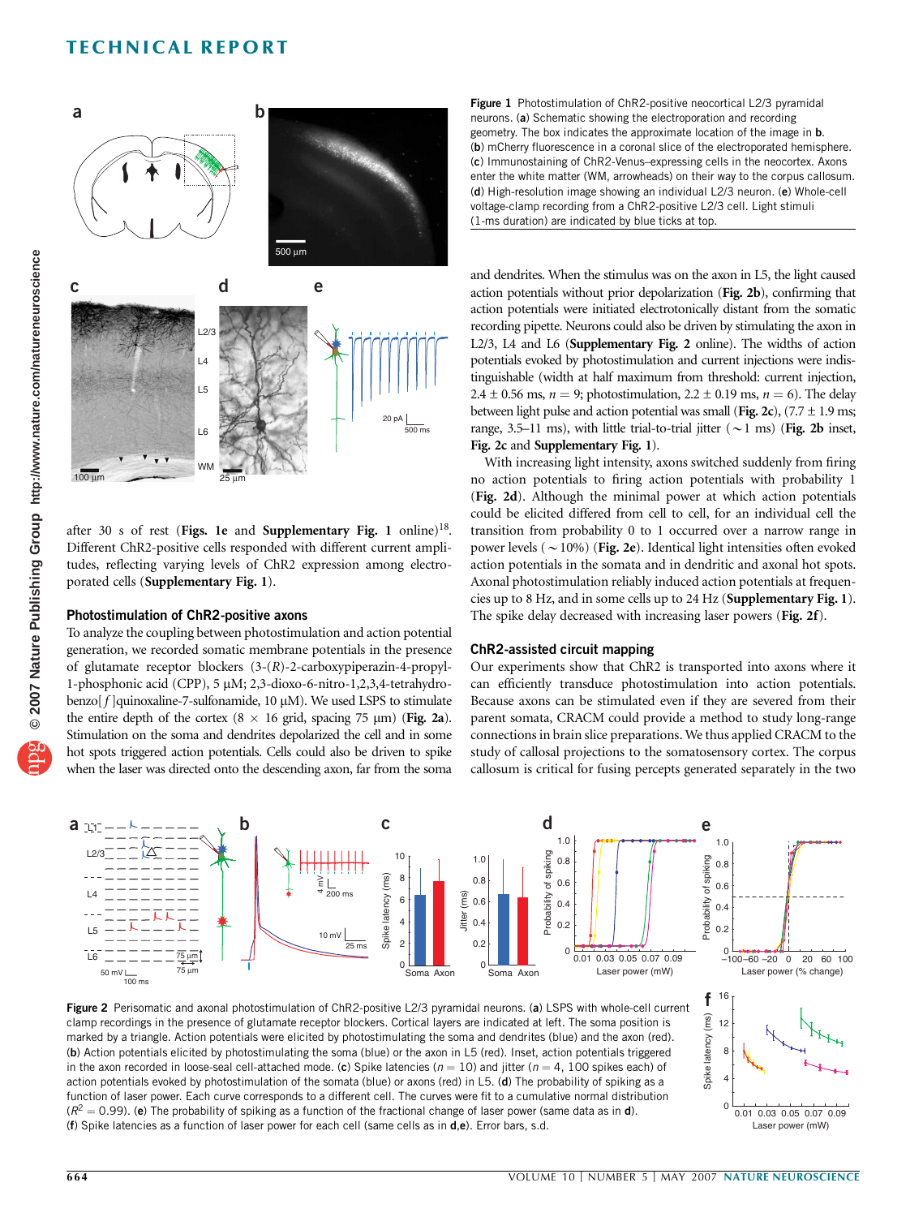Figure 1 Photostimulation of ChR2-positive neocortical L2/3 pyramidal neurons. (**a**) Schematic showing the electroporation and recording geometry. The box indicates the approximate location of the image in **b**. (**b**) mCherry fluorescence in a coronal slice of the electroporated hemisphere. (**c**) Immunostaining of ChR2-Venus–expressing cells in the neocortex. Axons enter the white matter (WM, arrowheads) on their way to the corpus callosum. (**d**) High-resolution image showing an individual L2/3 neuron. (**e**) Whole-cell voltage-clamp recording from a ChR2-positive L2/3 cell. Light stimuli (1-ms duration) are indicated by blue ticks at top.

after 30 s of rest (**Figs. 1e** and **Supplementary Fig. 1** online)[18]. Different ChR2-positive cells responded with different current amplitudes, reflecting varying levels of ChR2 expression among electroporated cells (**Supplementary Fig. 1**).

### Photostimulation of ChR2-positive axons

To analyze the coupling between photostimulation and action potential generation, we recorded somatic membrane potentials in the presence of glutamate receptor blockers (3-(*R*)-2-carboxypiperazin-4-propyl-1-phosphonic acid (CPP), 5 μM; 2,3-dioxo-6-nitro-1,2,3,4-tetrahydrobenzo[*f*]quinoxaline-7-sulfonamide, 10 μM). We used LSPS to stimulate the entire depth of the cortex (8 × 16 grid, spacing 75 μm) (**Fig. 2a**). Stimulation on the soma and dendrites depolarized the cell and in some hot spots triggered action potentials. Cells could also be driven to spike when the laser was directed onto the descending axon, far from the soma and dendrites. When the stimulus was on the axon in L5, the light caused action potentials without prior depolarization (**Fig. 2b**), confirming that action potentials were initiated electrotonically distant from the somatic recording pipette. Neurons could also be driven by stimulating the axon in L2/3, L4 and L6 (**Supplementary Fig. 2** online). The widths of action potentials evoked by photostimulation and current injections were indistinguishable (width at half maximum from threshold: current injection, 2.4 ± 0.56 ms, $n = 9$; photostimulation, 2.2 ± 0.19 ms, $n = 6$). The delay between light pulse and action potential was small (**Fig. 2c**), (7.7 ± 1.9 ms; range, 3.5–11 ms), with little trial-to-trial jitter (~1 ms) (**Fig. 2b** inset, **Fig. 2c** and **Supplementary Fig. 1**).

With increasing light intensity, axons switched suddenly from firing no action potentials to firing action potentials with probability 1 (**Fig. 2d**). Although the minimal power at which action potentials could be elicited differed from cell to cell, for an individual cell the transition from probability 0 to 1 occurred over a narrow range in power levels (~10%) (**Fig. 2e**). Identical light intensities often evoked action potentials in the somata and in dendritic and axonal hot spots. Axonal photostimulation reliably induced action potentials at frequencies up to 8 Hz, and in some cells up to 24 Hz (**Supplementary Fig. 1**). The spike delay decreased with increasing laser powers (**Fig. 2f**).

### ChR2-assisted circuit mapping

Our experiments show that ChR2 is transported into axons where it can efficiently transduce photostimulation into action potentials. Because axons can be stimulated even if they are severed from their parent somata, CRACM could provide a method to study long-range connections in brain slice preparations. We thus applied CRACM to the study of callosal projections to the somatosensory cortex. The corpus callosum is critical for fusing percepts generated separately in the two

Figure 2 Perisomatic and axonal photostimulation of ChR2-positive L2/3 pyramidal neurons. (**a**) LSPS with whole-cell current clamp recordings in the presence of glutamate receptor blockers. Cortical layers are indicated at left. The soma position is marked by a triangle. Action potentials were elicited by photostimulating the soma and dendrites (blue) and the axon (red). (**b**) Action potentials elicited by photostimulating the soma (blue) or the axon in L5 (red). Inset, action potentials triggered in the axon recorded in loose-seal cell-attached mode. (**c**) Spike latencies ($n = 10$) and jitter ($n = 4$, 100 spikes each) of action potentials evoked by photostimulation of the somata (blue) or axons (red) in L5. (**d**) The probability of spiking as a function of laser power. Each curve corresponds to a different cell. The curves were fit to a cumulative normal distribution ($R^2 = 0.99$). (**e**) The probability of spiking as a function of the fractional change of laser power (same data as in **d**). (**f**) Spike latencies as a function of laser power for each cell (same cells as in **d**,**e**). Error bars, s.d.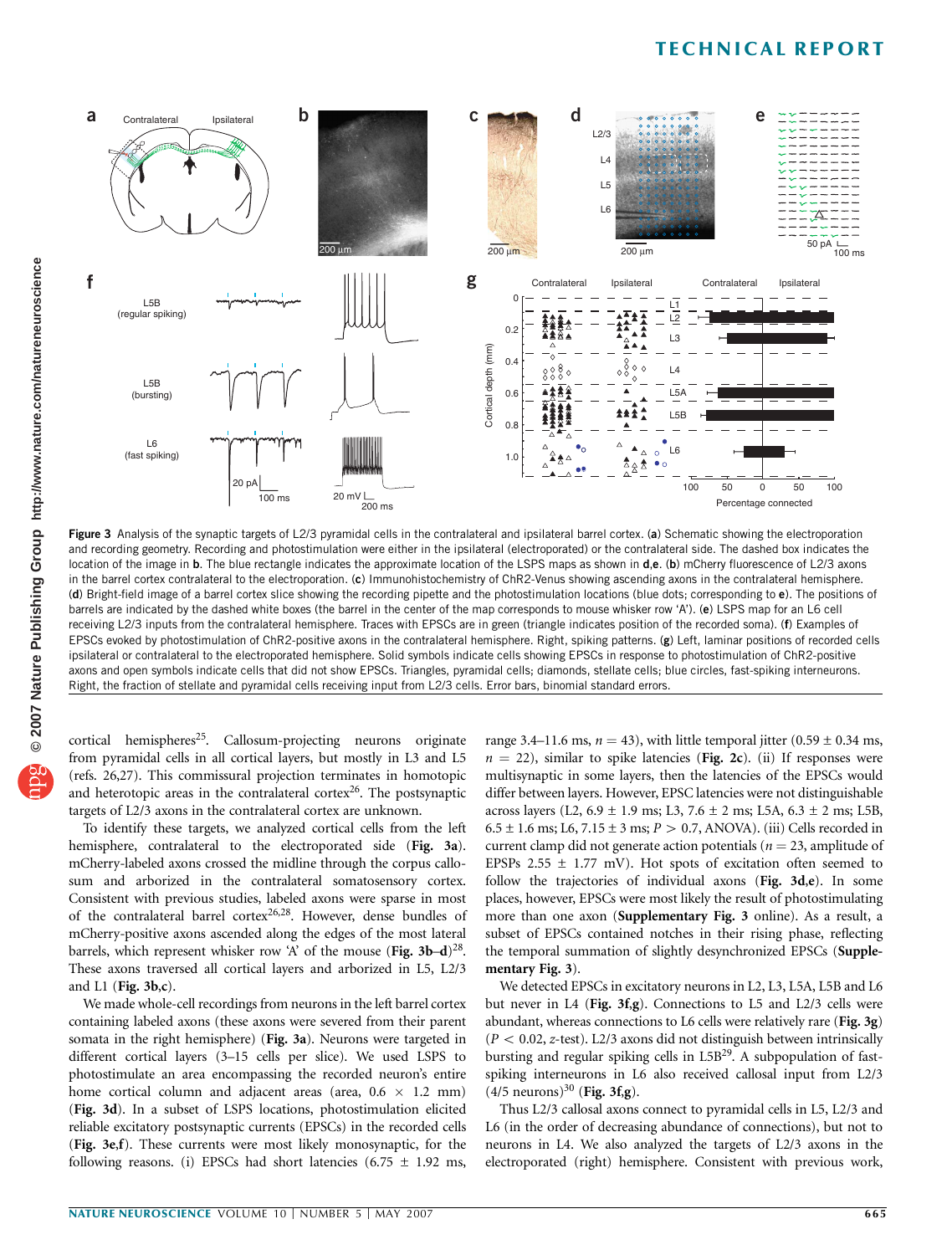**Figure 3** Analysis of the synaptic targets of L2/3 pyramidal cells in the contralateral and ipsilateral barrel cortex. (**a**) Schematic showing the electroporation and recording geometry. Recording and photostimulation were either in the ipsilateral (electroporated) or the contralateral side. The dashed box indicates the location of the image in **b**. The blue rectangle indicates the approximate location of the LSPS maps as shown in **d**,**e**. (**b**) mCherry fluorescence of L2/3 axons in the barrel cortex contralateral to the electroporation. (**c**) Immunohistochemistry of ChR2-Venus showing ascending axons in the contralateral hemisphere. (**d**) Bright-field image of a barrel cortex slice showing the recording pipette and the photostimulation locations (blue dots; corresponding to **e**). The positions of barrels are indicated by the dashed white boxes (the barrel in the center of the map corresponds to mouse whisker row 'A'). (**e**) LSPS map for an L6 cell receiving L2/3 inputs from the contralateral hemisphere. Traces with EPSCs are in green (triangle indicates position of the recorded soma). (**f**) Examples of EPSCs evoked by photostimulation of ChR2-positive axons in the contralateral hemisphere. Right, spiking patterns. (**g**) Left, laminar positions of recorded cells ipsilateral or contralateral to the electroporated hemisphere. Solid symbols indicate cells showing EPSCs in response to photostimulation of ChR2-positive axons and open symbols indicate cells that did not show EPSCs. Triangles, pyramidal cells; diamonds, stellate cells; blue circles, fast-spiking interneurons. Right, the fraction of stellate and pyramidal cells receiving input from L2/3 cells. Error bars, binomial standard errors.

cortical hemispheres[25]. Callosum-projecting neurons originate from pyramidal cells in all cortical layers, but mostly in L3 and L5 (refs. 26,27). This commissural projection terminates in homotopic and heterotopic areas in the contralateral cortex[26]. The postsynaptic targets of L2/3 axons in the contralateral cortex are unknown.

To identify these targets, we analyzed cortical cells from the left hemisphere, contralateral to the electroporated side (**Fig. 3a**). mCherry-labeled axons crossed the midline through the corpus callosum and arborized in the contralateral somatosensory cortex. Consistent with previous studies, labeled axons were sparse in most of the contralateral barrel cortex[26,28]. However, dense bundles of mCherry-positive axons ascended along the edges of the most lateral barrels, which represent whisker row 'A' of the mouse (**Fig. 3b–d**)[28]. These axons traversed all cortical layers and arborized in L5, L2/3 and L1 (**Fig. 3b,c**).

We made whole-cell recordings from neurons in the left barrel cortex containing labeled axons (these axons were severed from their parent somata in the right hemisphere) (**Fig. 3a**). Neurons were targeted in different cortical layers (3–15 cells per slice). We used LSPS to photostimulate an area encompassing the recorded neuron's entire home cortical column and adjacent areas (area, 0.6 × 1.2 mm) (**Fig. 3d**). In a subset of LSPS locations, photostimulation elicited reliable excitatory postsynaptic currents (EPSCs) in the recorded cells (**Fig. 3e,f**). These currents were most likely monosynaptic, for the following reasons. (i) EPSCs had short latencies (6.75 ± 1.92 ms, range 3.4–11.6 ms, $n = 43$), with little temporal jitter (0.59 ± 0.34 ms, $n = 22$), similar to spike latencies (**Fig. 2c**). (ii) If responses were multisynaptic in some layers, then the latencies of the EPSCs would differ between layers. However, EPSC latencies were not distinguishable across layers (L2, 6.9 ± 1.9 ms; L3, 7.6 ± 2 ms; L5A, 6.3 ± 2 ms; L5B, 6.5 ± 1.6 ms; L6, 7.15 ± 3 ms; $P > 0.7$, ANOVA). (iii) Cells recorded in current clamp did not generate action potentials ($n = 23$, amplitude of EPSPs 2.55 ± 1.77 mV). Hot spots of excitation often seemed to follow the trajectories of individual axons (**Fig. 3d,e**). In some places, however, EPSCs were most likely the result of photostimulating more than one axon (**Supplementary Fig. 3** online). As a result, a subset of EPSCs contained notches in their rising phase, reflecting the temporal summation of slightly desynchronized EPSCs (**Supplementary Fig. 3**).

We detected EPSCs in excitatory neurons in L2, L3, L5A, L5B and L6 but never in L4 (**Fig. 3f,g**). Connections to L5 and L2/3 cells were abundant, whereas connections to L6 cells were relatively rare (**Fig. 3g**) ($P < 0.02$, z-test). L2/3 axons did not distinguish between intrinsically bursting and regular spiking cells in L5B[29]. A subpopulation of fast-spiking interneurons in L6 also received callosal input from L2/3 (4/5 neurons)[30] (**Fig. 3f,g**).

Thus L2/3 callosal axons connect to pyramidal cells in L5, L2/3 and L6 (in the order of decreasing abundance of connections), but not to neurons in L4. We also analyzed the targets of L2/3 axons in the electroporated (right) hemisphere. Consistent with previous work,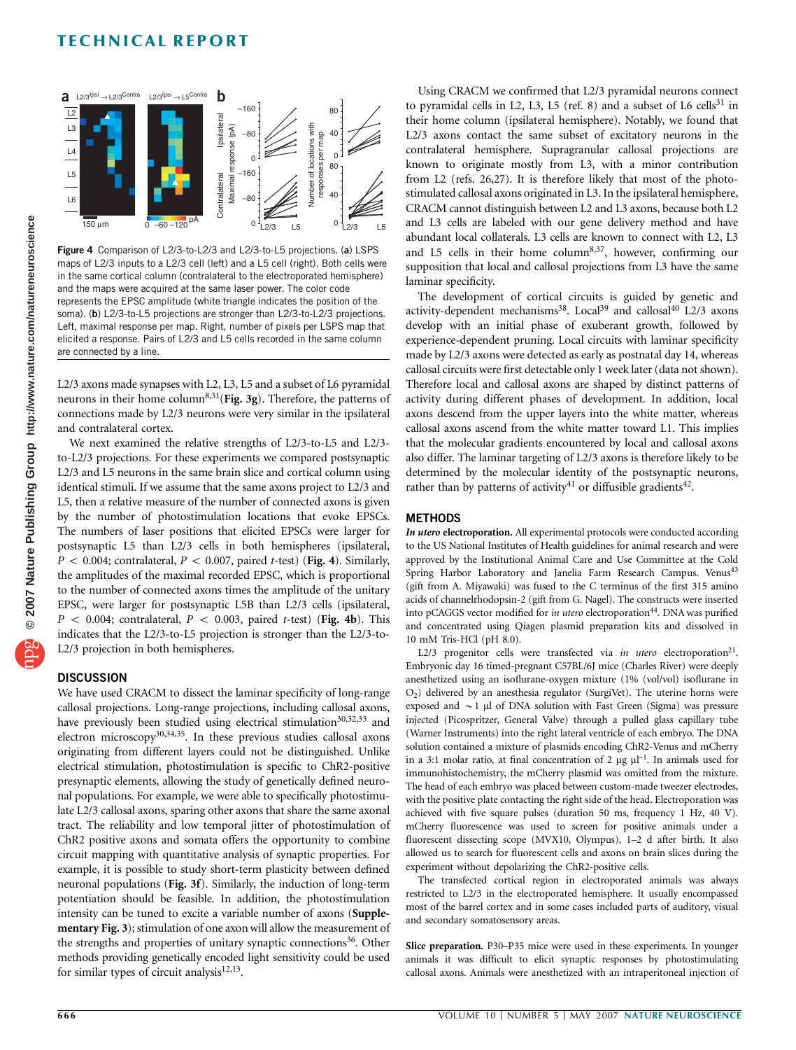Figure 4 Comparison of L2/3-to-L2/3 and L2/3-to-L5 projections. (**a**) LSPS maps of L2/3 inputs to a L2/3 cell (left) and a L5 cell (right). Both cells were in the same cortical column (contralateral to the electroporated hemisphere) and the maps were acquired at the same laser power. The color code represents the EPSC amplitude (white triangle indicates the position of the soma). (**b**) L2/3-to-L5 projections are stronger than L2/3-to-L2/3 projections. Left, maximal response per map. Right, number of pixels per LSPS map that elicited a response. Pairs of L2/3 and L5 cells recorded in the same column are connected by a line.

L2/3 axons made synapses with L2, L3, L5 and a subset of L6 pyramidal neurons in their home column[8,31] (**Fig. 3g**). Therefore, the patterns of connections made by L2/3 neurons were very similar in the ipsilateral and contralateral cortex.

We next examined the relative strengths of L2/3-to-L5 and L2/3-to-L2/3 projections. For these experiments we compared postsynaptic L2/3 and L5 neurons in the same brain slice and cortical column using identical stimuli. If we assume that the same axons project to L2/3 and L5, then a relative measure of the number of connected axons is given by the number of photostimulation locations that evoke EPSCs. The numbers of laser positions that elicited EPSCs were larger for postsynaptic L5 than L2/3 cells in both hemispheres (ipsilateral, $P < 0.004$; contralateral, $P < 0.007$, paired $t$-test) (**Fig. 4**). Similarly, the amplitudes of the maximal recorded EPSC, which is proportional to the number of connected axons times the amplitude of the unitary EPSC, were larger for postsynaptic L5B than L2/3 cells (ipsilateral, $P < 0.004$; contralateral, $P < 0.003$, paired $t$-test) (**Fig. 4b**). This indicates that the L2/3-to-L5 projection is stronger than the L2/3-to-L2/3 projection in both hemispheres.

## DISCUSSION

We have used CRACM to dissect the laminar specificity of long-range callosal projections. Long-range projections, including callosal axons, have previously been studied using electrical stimulation[30,32,33] and electron microscopy[30,34,35]. In these previous studies callosal axons originating from different layers could not be distinguished. Unlike electrical stimulation, photostimulation is specific to ChR2-positive presynaptic elements, allowing the study of genetically defined neuronal populations. For example, we were able to specifically photostimulate L2/3 callosal axons, sparing other axons that share the same axonal tract. The reliability and low temporal jitter of photostimulation of ChR2 positive axons and somata offers the opportunity to combine circuit mapping with quantitative analysis of synaptic properties. For example, it is possible to study short-term plasticity between defined neuronal populations (**Fig. 3f**). Similarly, the induction of long-term potentiation should be feasible. In addition, the photostimulation intensity can be tuned to excite a variable number of axons (**Supplementary Fig. 3**); stimulation of one axon will allow the measurement of the strengths and properties of unitary synaptic connections[36]. Other methods providing genetically encoded light sensitivity could be used for similar types of circuit analysis[12,13].

Using CRACM we confirmed that L2/3 pyramidal neurons connect to pyramidal cells in L2, L3, L5 (ref. 8) and a subset of L6 cells[31] in their home column (ipsilateral hemisphere). Notably, we found that L2/3 axons contact the same subset of excitatory neurons in the contralateral hemisphere. Supragranular callosal projections are known to originate mostly from L3, with a minor contribution from L2 (refs. 26,27). It is therefore likely that most of the photostimulated callosal axons originated in L3. In the ipsilateral hemisphere, CRACM cannot distinguish between L2 and L3 axons, because both L2 and L3 cells are labeled with our gene delivery method and have abundant local collaterals. L3 cells are known to connect with L2, L3 and L5 cells in their home column[8,37], however, confirming our supposition that local and callosal projections from L3 have the same laminar specificity.

The development of cortical circuits is guided by genetic and activity-dependent mechanisms[38]. Local[39] and callosal[40] L2/3 axons develop with an initial phase of exuberant growth, followed by experience-dependent pruning. Local circuits with laminar specificity made by L2/3 axons were detected as early as postnatal day 14, whereas callosal circuits were first detectable only 1 week later (data not shown). Therefore local and callosal axons are shaped by distinct patterns of activity during different phases of development. In addition, local axons descend from the upper layers into the white matter, whereas callosal axons ascend from the white matter toward L1. This implies that the molecular gradients encountered by local and callosal axons also differ. The laminar targeting of L2/3 axons is therefore likely to be determined by the molecular identity of the postsynaptic neurons, rather than by patterns of activity[41] or diffusible gradients[42].

## METHODS

***In utero* electroporation.** All experimental protocols were conducted according to the US National Institutes of Health guidelines for animal research and were approved by the Institutional Animal Care and Use Committee at the Cold Spring Harbor Laboratory and Janelia Farm Research Campus. Venus[43] (gift from A. Miyawaki) was fused to the C terminus of the first 315 amino acids of channelrhodopsin-2 (gift from G. Nagel). The constructs were inserted into pCAGGS vector modified for *in utero* electroporation[44]. DNA was purified and concentrated using Qiagen plasmid preparation kits and dissolved in 10 mM Tris-HCl (pH 8.0).

L2/3 progenitor cells were transfected via *in utero* electroporation[21]. Embryonic day 16 timed-pregnant C57BL/6J mice (Charles River) were deeply anesthetized using an isoflurane-oxygen mixture (1% (vol/vol) isoflurane in $O_2$) delivered by an anesthesia regulator (SurgiVet). The uterine horns were exposed and ~1 μl of DNA solution with Fast Green (Sigma) was pressure injected (Picospritzer, General Valve) through a pulled glass capillary tube (Warner Instruments) into the right lateral ventricle of each embryo. The DNA solution contained a mixture of plasmids encoding ChR2-Venus and mCherry in a 3:1 molar ratio, at final concentration of 2 μg μl$^{-1}$. In animals used for immunohistochemistry, the mCherry plasmid was omitted from the mixture. The head of each embryo was placed between custom-made tweezer electrodes, with the positive plate contacting the right side of the head. Electroporation was achieved with five square pulses (duration 50 ms, frequency 1 Hz, 40 V). mCherry fluorescence was used to screen for positive animals under a fluorescent dissecting scope (MVX10, Olympus), 1–2 d after birth. It also allowed us to search for fluorescent cells and axons on brain slices during the experiment without depolarizing the ChR2-positive cells.

The transfected cortical region in electroporated animals was always restricted to L2/3 in the electroporated hemisphere. It usually encompassed most of the barrel cortex and in some cases included parts of auditory, visual and secondary somatosensory areas.

**Slice preparation.** P30–P35 mice were used in these experiments. In younger animals it was difficult to elicit synaptic responses by photostimulating callosal axons. Animals were anesthetized with an intraperitoneal injection of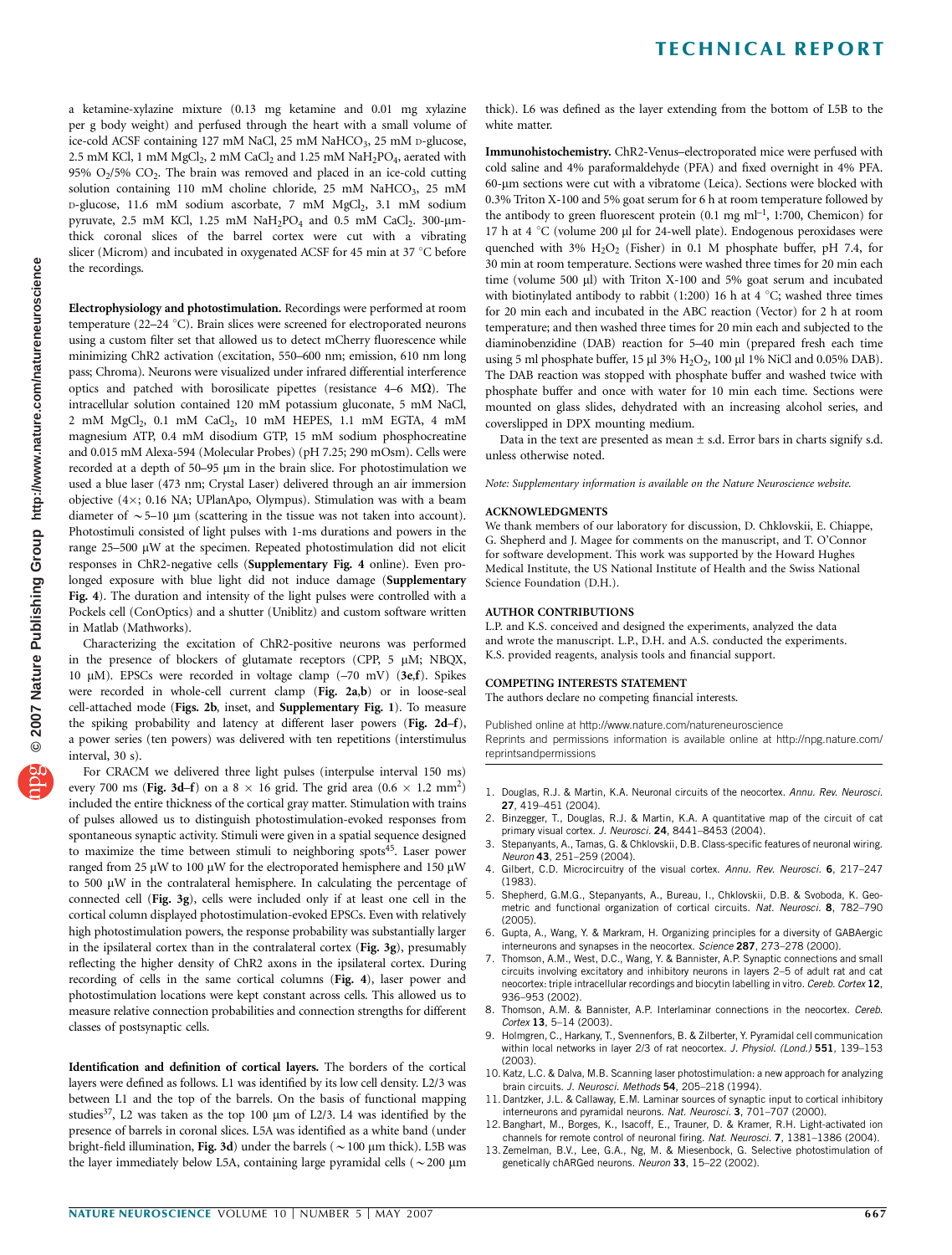a ketamine-xylazine mixture (0.13 mg ketamine and 0.01 mg xylazine per g body weight) and perfused through the heart with a small volume of ice-cold ACSF containing 127 mM NaCl, 25 mM $NaHCO_3$, 25 mM D-glucose, 2.5 mM KCl, 1 mM $MgCl_2$, 2 mM $CaCl_2$ and 1.25 mM $NaH_2PO_4$, aerated with 95% $O_2$/5% $CO_2$. The brain was removed and placed in an ice-cold cutting solution containing 110 mM choline chloride, 25 mM $NaHCO_3$, 25 mM D-glucose, 11.6 mM sodium ascorbate, 7 mM $MgCl_2$, 3.1 mM sodium pyruvate, 2.5 mM KCl, 1.25 mM $NaH_2PO_4$ and 0.5 mM $CaCl_2$. 300-μm-thick coronal slices of the barrel cortex were cut with a vibrating slicer (Microm) and incubated in oxygenated ACSF for 45 min at 37 °C before the recordings.

**Electrophysiology and photostimulation.** Recordings were performed at room temperature (22–24 °C). Brain slices were screened for electroporated neurons using a custom filter set that allowed us to detect mCherry fluorescence while minimizing ChR2 activation (excitation, 550–600 nm; emission, 610 nm long pass; Chroma). Neurons were visualized under infrared differential interference optics and patched with borosilicate pipettes (resistance 4–6 MΩ). The intracellular solution contained 120 mM potassium gluconate, 5 mM NaCl, 2 mM $MgCl_2$, 0.1 mM $CaCl_2$, 10 mM HEPES, 1.1 mM EGTA, 4 mM magnesium ATP, 0.4 mM disodium GTP, 15 mM sodium phosphocreatine and 0.015 mM Alexa-594 (Molecular Probes) (pH 7.25; 290 mOsm). Cells were recorded at a depth of 50–95 μm in the brain slice. For photostimulation we used a blue laser (473 nm; Crystal Laser) delivered through an air immersion objective (4×; 0.16 NA; UPlanApo, Olympus). Stimulation was with a beam diameter of ~5–10 μm (scattering in the tissue was not taken into account). Photostimuli consisted of light pulses with 1-ms durations and powers in the range 25–500 μW at the specimen. Repeated photostimulation did not elicit responses in ChR2-negative cells (**Supplementary Fig. 4** online). Even prolonged exposure with blue light did not induce damage (**Supplementary Fig. 4**). The duration and intensity of the light pulses were controlled with a Pockels cell (ConOptics) and a shutter (Uniblitz) and custom software written in Matlab (Mathworks).

Characterizing the excitation of ChR2-positive neurons was performed in the presence of blockers of glutamate receptors (CPP, 5 μM; NBQX, 10 μM). EPSCs were recorded in voltage clamp (–70 mV) (**3e,f**). Spikes were recorded in whole-cell current clamp (**Fig. 2a,b**) or in loose-seal cell-attached mode (**Figs. 2b**, inset, and **Supplementary Fig. 1**). To measure the spiking probability and latency at different laser powers (**Fig. 2d–f**), a power series (ten powers) was delivered with ten repetitions (interstimulus interval, 30 s).

For CRACM we delivered three light pulses (interpulse interval 150 ms) every 700 ms (**Fig. 3d–f**) on a 8 × 16 grid. The grid area (0.6 × 1.2 $mm^2$) included the entire thickness of the cortical gray matter. Stimulation with trains of pulses allowed us to distinguish photostimulation-evoked responses from spontaneous synaptic activity. Stimuli were given in a spatial sequence designed to maximize the time between stimuli to neighboring spots[45]. Laser power ranged from 25 μW to 100 μW for the electroporated hemisphere and 150 μW to 500 μW in the contralateral hemisphere. In calculating the percentage of connected cell (**Fig. 3g**), cells were included only if at least one cell in the cortical column displayed photostimulation-evoked EPSCs. Even with relatively high photostimulation powers, the response probability was substantially larger in the ipsilateral cortex than in the contralateral cortex (**Fig. 3g**), presumably reflecting the higher density of ChR2 axons in the ipsilateral cortex. During recording of cells in the same cortical columns (**Fig. 4**), laser power and photostimulation locations were kept constant across cells. This allowed us to measure relative connection probabilities and connection strengths for different classes of postsynaptic cells.

**Identification and definition of cortical layers.** The borders of the cortical layers were defined as follows. L1 was identified by its low cell density. L2/3 was between L1 and the top of the barrels. On the basis of functional mapping studies[37], L2 was taken as the top 100 μm of L2/3. L4 was identified by the presence of barrels in coronal slices. L5A was identified as a white band (under bright-field illumination, **Fig. 3d**) under the barrels (~100 μm thick). L5B was the layer immediately below L5A, containing large pyramidal cells (~200 μm thick). L6 was defined as the layer extending from the bottom of L5B to the white matter.

**Immunohistochemistry.** ChR2-Venus–electroporated mice were perfused with cold saline and 4% paraformaldehyde (PFA) and fixed overnight in 4% PFA. 60-μm sections were cut with a vibratome (Leica). Sections were blocked with 0.3% Triton X-100 and 5% goat serum for 6 h at room temperature followed by the antibody to green fluorescent protein (0.1 mg $ml^{-1}$, 1:700, Chemicon) for 17 h at 4 °C (volume 200 μl for 24-well plate). Endogenous peroxidases were quenched with 3% $H_2O_2$ (Fisher) in 0.1 M phosphate buffer, pH 7.4, for 30 min at room temperature. Sections were washed three times for 20 min each time (volume 500 μl) with Triton X-100 and 5% goat serum and incubated with biotinylated antibody to rabbit (1:200) 16 h at 4 °C; washed three times for 20 min each and incubated in the ABC reaction (Vector) for 2 h at room temperature; and then washed three times for 20 min each and subjected to the diaminobenzidine (DAB) reaction for 5–40 min (prepared fresh each time using 5 ml phosphate buffer, 15 μl 3% $H_2O_2$, 100 μl 1% NiCl and 0.05% DAB). The DAB reaction was stopped with phosphate buffer and washed twice with phosphate buffer and once with water for 10 min each time. Sections were mounted on glass slides, dehydrated with an increasing alcohol series, and coverslipped in DPX mounting medium.

Data in the text are presented as mean ± s.d. Error bars in charts signify s.d. unless otherwise noted.

*Note: Supplementary information is available on the Nature Neuroscience website.*

## ACKNOWLEDGMENTS

We thank members of our laboratory for discussion, D. Chklovskii, E. Chiappe, G. Shepherd and J. Magee for comments on the manuscript, and T. O'Connor for software development. This work was supported by the Howard Hughes Medical Institute, the US National Institute of Health and the Swiss National Science Foundation (D.H.).

## AUTHOR CONTRIBUTIONS

L.P. and K.S. conceived and designed the experiments, analyzed the data and wrote the manuscript. L.P., D.H. and A.S. conducted the experiments. K.S. provided reagents, analysis tools and financial support.

## COMPETING INTERESTS STATEMENT

The authors declare no competing financial interests.

Published online at http://www.nature.com/natureneuroscience
Reprints and permissions information is available online at http://npg.nature.com/reprintsandpermissions

1. Douglas, R.J. & Martin, K.A. Neuronal circuits of the neocortex. *Annu. Rev. Neurosci.* **27**, 419–451 (2004).
2. Binzegger, T., Douglas, R.J. & Martin, K.A. A quantitative map of the circuit of cat primary visual cortex. *J. Neurosci.* **24**, 8441–8453 (2004).
3. Stepanyants, A., Tamas, G. & Chklovskii, D.B. Class-specific features of neuronal wiring. *Neuron* **43**, 251–259 (2004).
4. Gilbert, C.D. Microcircuitry of the visual cortex. *Annu. Rev. Neurosci.* **6**, 217–247 (1983).
5. Shepherd, G.M.G., Stepanyants, A., Bureau, I., Chklovskii, D.B. & Svoboda, K. Geometric and functional organization of cortical circuits. *Nat. Neurosci.* **8**, 782–790 (2005).
6. Gupta, A., Wang, Y. & Markram, H. Organizing principles for a diversity of GABAergic interneurons and synapses in the neocortex. *Science* **287**, 273–278 (2000).
7. Thomson, A.M., West, D.C., Wang, Y. & Bannister, A.P. Synaptic connections and small circuits involving excitatory and inhibitory neurons in layers 2–5 of adult rat and cat neocortex: triple intracellular recordings and biocytin labelling in vitro. *Cereb. Cortex* **12**, 936–953 (2002).
8. Thomson, A.M. & Bannister, A.P. Interlaminar connections in the neocortex. *Cereb. Cortex* **13**, 5–14 (2003).
9. Holmgren, C., Harkany, T., Svennenfors, B. & Zilberter, Y. Pyramidal cell communication within local networks in layer 2/3 of rat neocortex. *J. Physiol. (Lond.)* **551**, 139–153 (2003).
10. Katz, L.C. & Dalva, M.B. Scanning laser photostimulation: a new approach for analyzing brain circuits. *J. Neurosci. Methods* **54**, 205–218 (1994).
11. Dantzker, J.L. & Callaway, E.M. Laminar sources of synaptic input to cortical inhibitory interneurons and pyramidal neurons. *Nat. Neurosci.* **3**, 701–707 (2000).
12. Banghart, M., Borges, K., Isacoff, E., Trauner, D. & Kramer, R.H. Light-activated ion channels for remote control of neuronal firing. *Nat. Neurosci.* **7**, 1381–1386 (2004).
13. Zemelman, B.V., Lee, G.A., Ng, M. & Miesenbock, G. Selective photostimulation of genetically chARGed neurons. *Neuron* **33**, 15–22 (2002).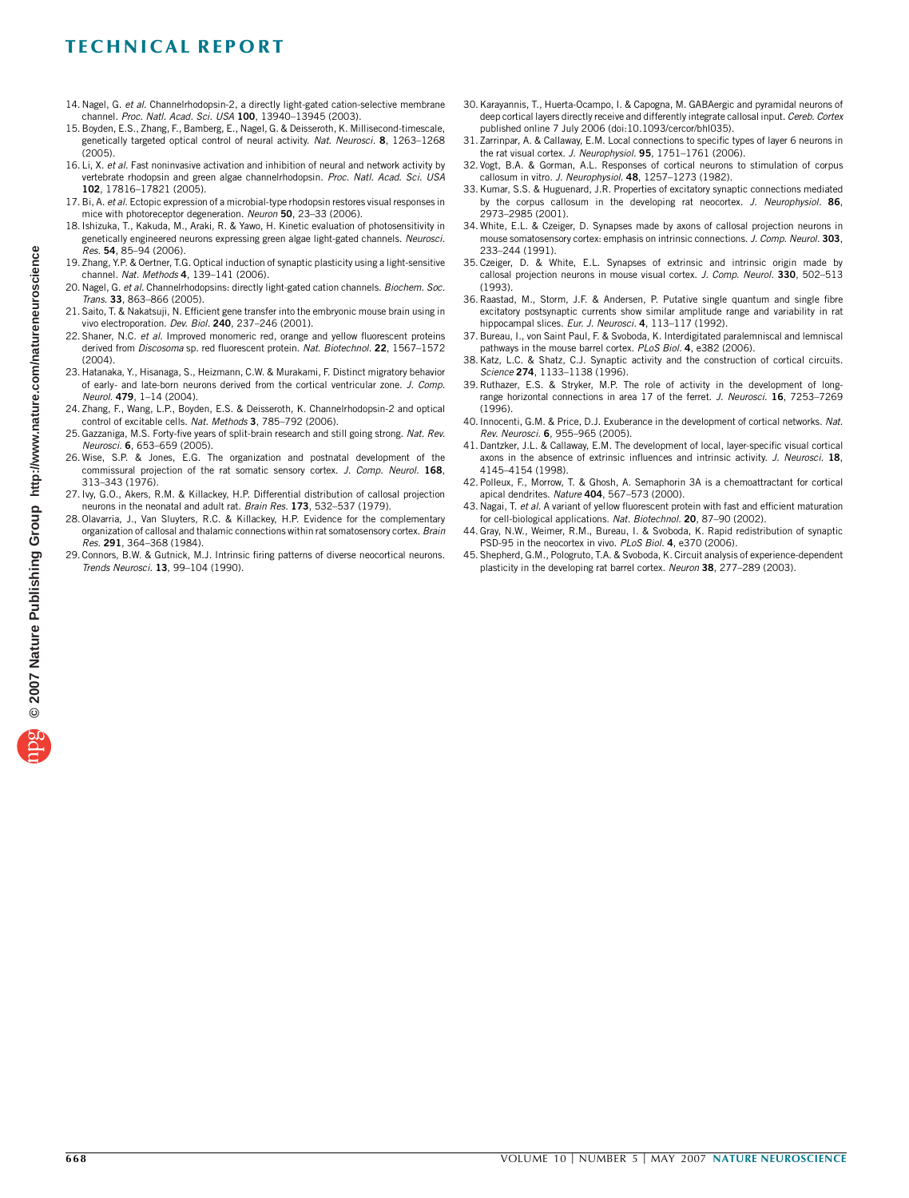14. Nagel, G. *et al.* Channelrhodopsin-2, a directly light-gated cation-selective membrane channel. *Proc. Natl. Acad. Sci. USA* **100**, 13940–13945 (2003).
15. Boyden, E.S., Zhang, F., Bamberg, E., Nagel, G. & Deisseroth, K. Millisecond-timescale, genetically targeted optical control of neural activity. *Nat. Neurosci.* **8**, 1263–1268 (2005).
16. Li, X. *et al.* Fast noninvasive activation and inhibition of neural and network activity by vertebrate rhodopsin and green algae channelrhodopsin. *Proc. Natl. Acad. Sci. USA* **102**, 17816–17821 (2005).
17. Bi, A. *et al.* Ectopic expression of a microbial-type rhodopsin restores visual responses in mice with photoreceptor degeneration. *Neuron* **50**, 23–33 (2006).
18. Ishizuka, T., Kakuda, M., Araki, R. & Yawo, H. Kinetic evaluation of photosensitivity in genetically engineered neurons expressing green algae light-gated channels. *Neurosci. Res.* **54**, 85–94 (2006).
19. Zhang, Y.P. & Oertner, T.G. Optical induction of synaptic plasticity using a light-sensitive channel. *Nat. Methods* **4**, 139–141 (2006).
20. Nagel, G. *et al.* Channelrhodopsins: directly light-gated cation channels. *Biochem. Soc. Trans.* **33**, 863–866 (2005).
21. Saito, T. & Nakatsuji, N. Efficient gene transfer into the embryonic mouse brain using in vivo electroporation. *Dev. Biol.* **240**, 237–246 (2001).
22. Shaner, N.C. *et al.* Improved monomeric red, orange and yellow fluorescent proteins derived from *Discosoma* sp. red fluorescent protein. *Nat. Biotechnol.* **22**, 1567–1572 (2004).
23. Hatanaka, Y., Hisanaga, S., Heizmann, C.W. & Murakami, F. Distinct migratory behavior of early- and late-born neurons derived from the cortical ventricular zone. *J. Comp. Neurol.* **479**, 1–14 (2004).
24. Zhang, F., Wang, L.P., Boyden, E.S. & Deisseroth, K. Channelrhodopsin-2 and optical control of excitable cells. *Nat. Methods* **3**, 785–792 (2006).
25. Gazzaniga, M.S. Forty-five years of split-brain research and still going strong. *Nat. Rev. Neurosci.* **6**, 653–659 (2005).
26. Wise, S.P. & Jones, E.G. The organization and postnatal development of the commissural projection of the rat somatic sensory cortex. *J. Comp. Neurol.* **168**, 313–343 (1976).
27. Ivy, G.O., Akers, R.M. & Killackey, H.P. Differential distribution of callosal projection neurons in the neonatal and adult rat. *Brain Res.* **173**, 532–537 (1979).
28. Olavarria, J., Van Sluyters, R.C. & Killackey, H.P. Evidence for the complementary organization of callosal and thalamic connections within rat somatosensory cortex. *Brain Res.* **291**, 364–368 (1984).
29. Connors, B.W. & Gutnick, M.J. Intrinsic firing patterns of diverse neocortical neurons. *Trends Neurosci.* **13**, 99–104 (1990).
30. Karayannis, T., Huerta-Ocampo, I. & Capogna, M. GABAergic and pyramidal neurons of deep cortical layers directly receive and differently integrate callosal input. *Cereb. Cortex* published online 7 July 2006 (doi:10.1093/cercor/bhl035).
31. Zarrinpar, A. & Callaway, E.M. Local connections to specific types of layer 6 neurons in the rat visual cortex. *J. Neurophysiol.* **95**, 1751–1761 (2006).
32. Vogt, B.A. & Gorman, A.L. Responses of cortical neurons to stimulation of corpus callosum in vitro. *J. Neurophysiol.* **48**, 1257–1273 (1982).
33. Kumar, S.S. & Huguenard, J.R. Properties of excitatory synaptic connections mediated by the corpus callosum in the developing rat neocortex. *J. Neurophysiol.* **86**, 2973–2985 (2001).
34. White, E.L. & Czeiger, D. Synapses made by axons of callosal projection neurons in mouse somatosensory cortex: emphasis on intrinsic connections. *J. Comp. Neurol.* **303**, 233–244 (1991).
35. Czeiger, D. & White, E.L. Synapses of extrinsic and intrinsic origin made by callosal projection neurons in mouse visual cortex. *J. Comp. Neurol.* **330**, 502–513 (1993).
36. Raastad, M., Storm, J.F. & Andersen, P. Putative single quantum and single fibre excitatory postsynaptic currents show similar amplitude range and variability in rat hippocampal slices. *Eur. J. Neurosci.* **4**, 113–117 (1992).
37. Bureau, I., von Saint Paul, F. & Svoboda, K. Interdigitated paralemniscal and lemniscal pathways in the mouse barrel cortex. *PLoS Biol.* **4**, e382 (2006).
38. Katz, L.C. & Shatz, C.J. Synaptic activity and the construction of cortical circuits. *Science* **274**, 1133–1138 (1996).
39. Ruthazer, E.S. & Stryker, M.P. The role of activity in the development of long-range horizontal connections in area 17 of the ferret. *J. Neurosci.* **16**, 7253–7269 (1996).
40. Innocenti, G.M. & Price, D.J. Exuberance in the development of cortical networks. *Nat. Rev. Neurosci.* **6**, 955–965 (2005).
41. Dantzker, J.L. & Callaway, E.M. The development of local, layer-specific visual cortical axons in the absence of extrinsic influences and intrinsic activity. *J. Neurosci.* **18**, 4145–4154 (1998).
42. Polleux, F., Morrow, T. & Ghosh, A. Semaphorin 3A is a chemoattractant for cortical apical dendrites. *Nature* **404**, 567–573 (2000).
43. Nagai, T. *et al.* A variant of yellow fluorescent protein with fast and efficient maturation for cell-biological applications. *Nat. Biotechnol.* **20**, 87–90 (2002).
44. Gray, N.W., Weimer, R.M., Bureau, I. & Svoboda, K. Rapid redistribution of synaptic PSD-95 in the neocortex in vivo. *PLoS Biol.* **4**, e370 (2006).
45. Shepherd, G.M., Pologruto, T.A. & Svoboda, K. Circuit analysis of experience-dependent plasticity in the developing rat barrel cortex. *Neuron* **38**, 277–289 (2003).